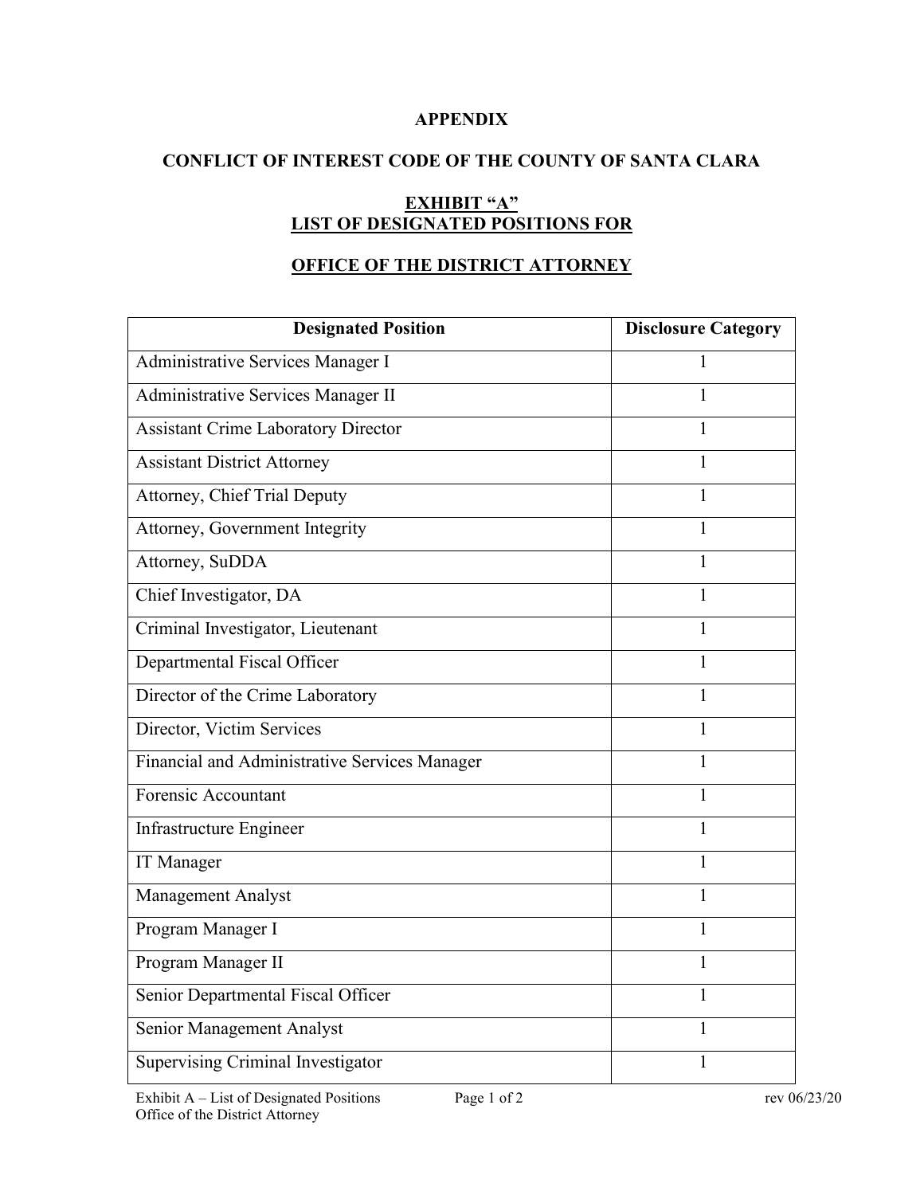**APPENDIX**

**CONFLICT OF INTEREST CODE OF THE COUNTY OF SANTA CLARA**

**EXHIBIT "A"**
**LIST OF DESIGNATED POSITIONS FOR**

**OFFICE OF THE DISTRICT ATTORNEY**

| Designated Position | Disclosure Category |
|---|---|
| Administrative Services Manager I | 1 |
| Administrative Services Manager II | 1 |
| Assistant Crime Laboratory Director | 1 |
| Assistant District Attorney | 1 |
| Attorney, Chief Trial Deputy | 1 |
| Attorney, Government Integrity | 1 |
| Attorney, SuDDA | 1 |
| Chief Investigator, DA | 1 |
| Criminal Investigator, Lieutenant | 1 |
| Departmental Fiscal Officer | 1 |
| Director of the Crime Laboratory | 1 |
| Director, Victim Services | 1 |
| Financial and Administrative Services Manager | 1 |
| Forensic Accountant | 1 |
| Infrastructure Engineer | 1 |
| IT Manager | 1 |
| Management Analyst | 1 |
| Program Manager I | 1 |
| Program Manager II | 1 |
| Senior Departmental Fiscal Officer | 1 |
| Senior Management Analyst | 1 |
| Supervising Criminal Investigator | 1 |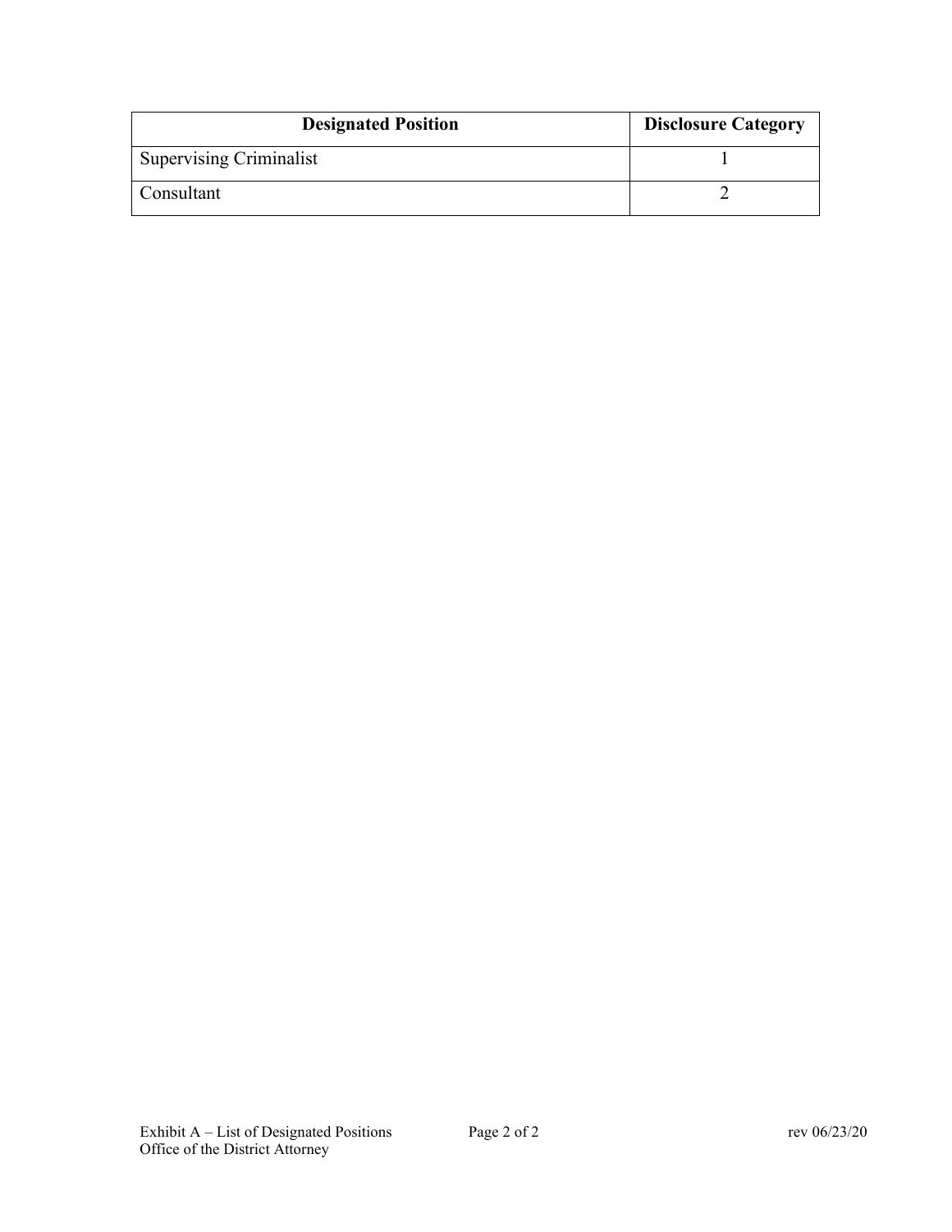| Designated Position | Disclosure Category |
| --- | --- |
| Supervising Criminalist | 1 |
| Consultant | 2 |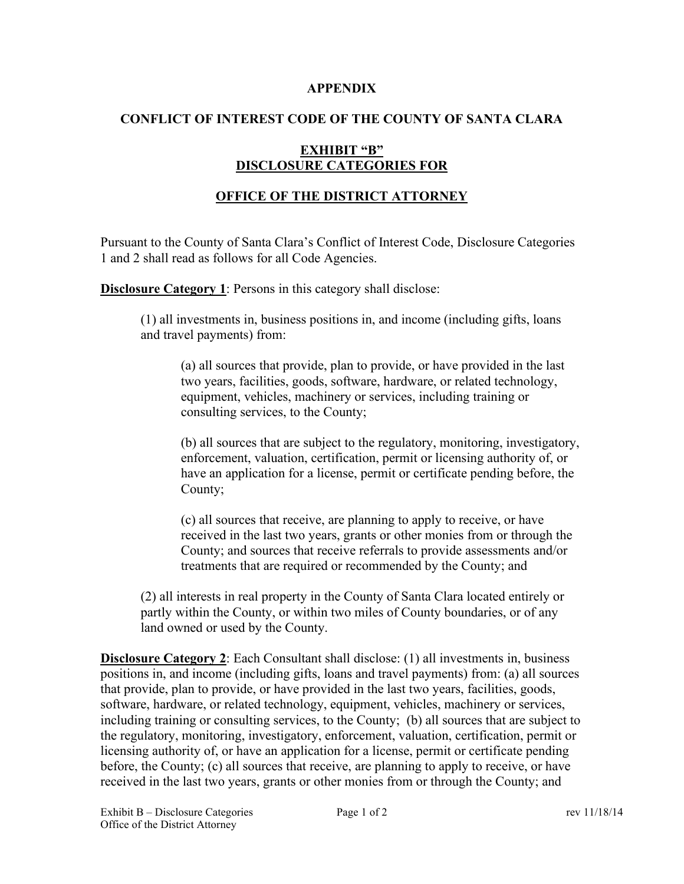**APPENDIX**

**CONFLICT OF INTEREST CODE OF THE COUNTY OF SANTA CLARA**

**EXHIBIT "B"**
**DISCLOSURE CATEGORIES FOR**

**OFFICE OF THE DISTRICT ATTORNEY**

Pursuant to the County of Santa Clara's Conflict of Interest Code, Disclosure Categories 1 and 2 shall read as follows for all Code Agencies.

**Disclosure Category 1**: Persons in this category shall disclose:

> (1) all investments in, business positions in, and income (including gifts, loans and travel payments) from:
>
> > (a) all sources that provide, plan to provide, or have provided in the last two years, facilities, goods, software, hardware, or related technology, equipment, vehicles, machinery or services, including training or consulting services, to the County;
> >
> > (b) all sources that are subject to the regulatory, monitoring, investigatory, enforcement, valuation, certification, permit or licensing authority of, or have an application for a license, permit or certificate pending before, the County;
> >
> > (c) all sources that receive, are planning to apply to receive, or have received in the last two years, grants or other monies from or through the County; and sources that receive referrals to provide assessments and/or treatments that are required or recommended by the County; and
>
> (2) all interests in real property in the County of Santa Clara located entirely or partly within the County, or within two miles of County boundaries, or of any land owned or used by the County.

**Disclosure Category 2**: Each Consultant shall disclose: (1) all investments in, business positions in, and income (including gifts, loans and travel payments) from: (a) all sources that provide, plan to provide, or have provided in the last two years, facilities, goods, software, hardware, or related technology, equipment, vehicles, machinery or services, including training or consulting services, to the County; (b) all sources that are subject to the regulatory, monitoring, investigatory, enforcement, valuation, certification, permit or licensing authority of, or have an application for a license, permit or certificate pending before, the County; (c) all sources that receive, are planning to apply to receive, or have received in the last two years, grants or other monies from or through the County; and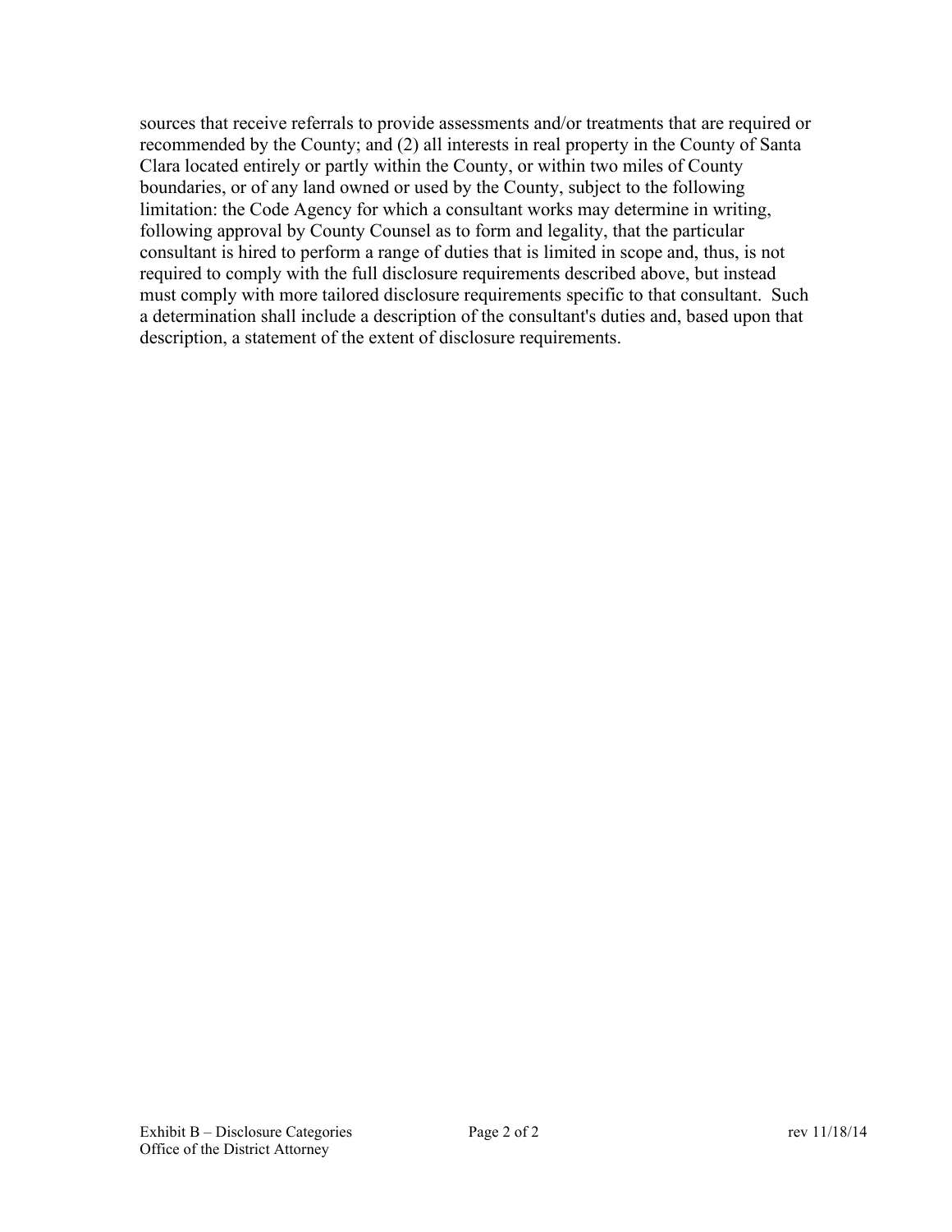sources that receive referrals to provide assessments and/or treatments that are required or recommended by the County; and (2) all interests in real property in the County of Santa Clara located entirely or partly within the County, or within two miles of County boundaries, or of any land owned or used by the County, subject to the following limitation: the Code Agency for which a consultant works may determine in writing, following approval by County Counsel as to form and legality, that the particular consultant is hired to perform a range of duties that is limited in scope and, thus, is not required to comply with the full disclosure requirements described above, but instead must comply with more tailored disclosure requirements specific to that consultant. Such a determination shall include a description of the consultant's duties and, based upon that description, a statement of the extent of disclosure requirements.